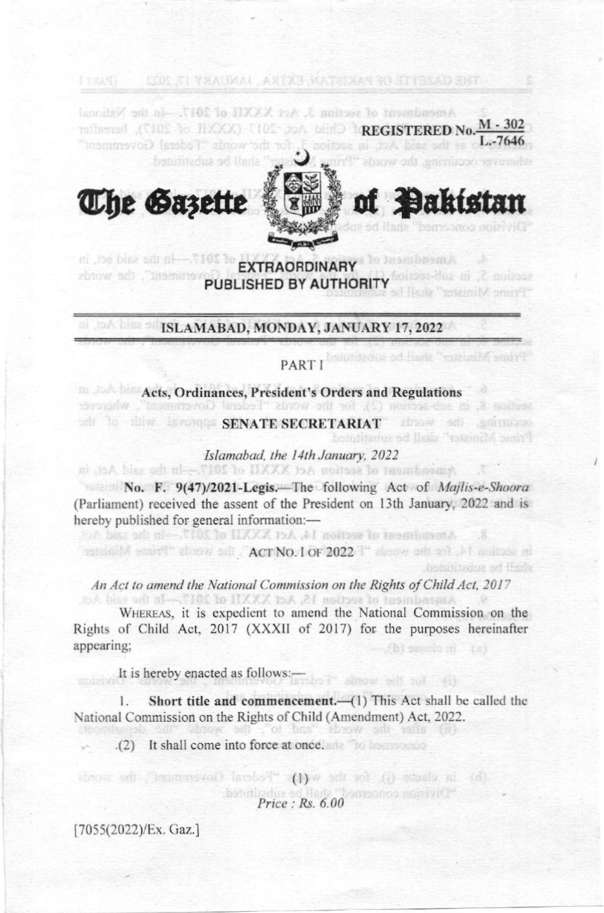REGISTERED No. $\frac{M - 302}{L.-7646}$

# The Gazette of Pakistan

**EXTRAORDINARY**
**PUBLISHED BY AUTHORITY**

## ISLAMABAD, MONDAY, JANUARY 17, 2022

PART I

### Acts, Ordinances, President's Orders and Regulations

### SENATE SECRETARIAT

*Islamabad, the 14th January, 2022*

**No. F. 9(47)/2021-Legis.**—The following Act of *Majlis-e-Shoora* (Parliament) received the assent of the President on 13th January, 2022 and is hereby published for general information:—

ACT NO. I OF 2022

*An Act to amend the National Commission on the Rights of Child Act, 2017*

WHEREAS, it is expedient to amend the National Commission on the Rights of Child Act, 2017 (XXXII of 2017) for the purposes hereinafter appearing;

It is hereby enacted as follows:—

1. **Short title and commencement.**—(1) This Act shall be called the National Commission on the Rights of Child (Amendment) Act, 2022.

(2) It shall come into force at once.

Price : Rs. 6.00

[7055(2022)/Ex. Gaz.]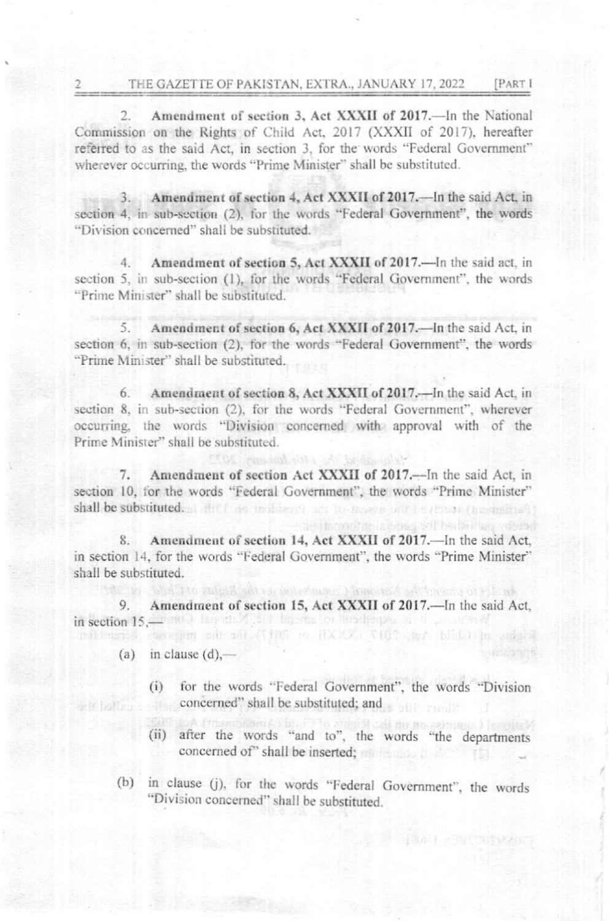2. **Amendment of section 3, Act XXXII of 2017.**—In the National Commission on the Rights of Child Act, 2017 (XXXII of 2017), hereafter referred to as the said Act, in section 3, for the words "Federal Government" wherever occurring, the words "Prime Minister" shall be substituted.

3. **Amendment of section 4, Act XXXII of 2017.**—In the said Act, in section 4, in sub-section (2), for the words "Federal Government", the words "Division concerned" shall be substituted.

4. **Amendment of section 5, Act XXXII of 2017.**—In the said act, in section 5, in sub-section (1), for the words "Federal Government", the words "Prime Minister" shall be substituted.

5. **Amendment of section 6, Act XXXII of 2017.**—In the said Act, in section 6, in sub-section (2), for the words "Federal Government", the words "Prime Minister" shall be substituted.

6. **Amendment of section 8, Act XXXII of 2017.**—In the said Act, in section 8, in sub-section (2), for the words "Federal Government", wherever occurring, the words "Division concerned with approval with of the Prime Minister" shall be substituted.

7. **Amendment of section Act XXXII of 2017.**—In the said Act, in section 10, for the words "Federal Government", the words "Prime Minister" shall be substituted.

8. **Amendment of section 14, Act XXXII of 2017.**—In the said Act, in section 14, for the words "Federal Government", the words "Prime Minister" shall be substituted.

9. **Amendment of section 15, Act XXXII of 2017.**—In the said Act, in section 15,—

(a) in clause (d),—

(i) for the words "Federal Government", the words "Division concerned" shall be substituted; and

(ii) after the words "and to", the words "the departments concerned of" shall be inserted;

(b) in clause (j), for the words "Federal Government", the words "Division concerned" shall be substituted.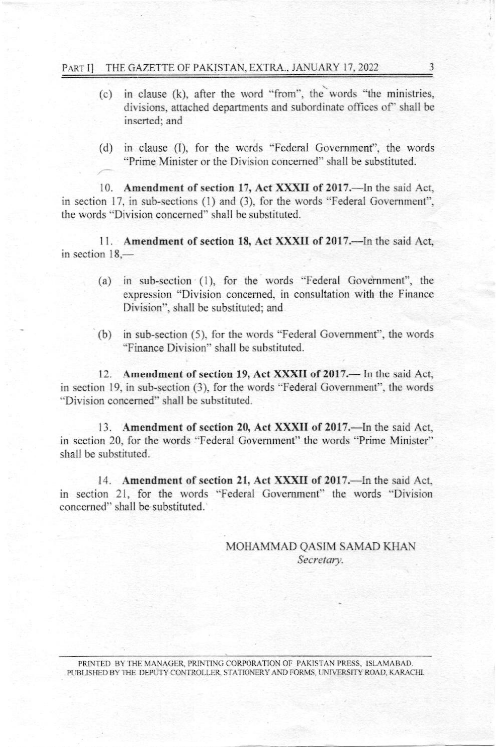(c) in clause (k), after the word "from", the words "the ministries, divisions, attached departments and subordinate offices of" shall be inserted; and

(d) in clause (l), for the words "Federal Government", the words "Prime Minister or the Division concerned" shall be substituted.

10. **Amendment of section 17, Act XXXII of 2017.**—In the said Act, in section 17, in sub-sections (1) and (3), for the words "Federal Government", the words "Division concerned" shall be substituted.

11. **Amendment of section 18, Act XXXII of 2017.**—In the said Act, in section 18,—

(a) in sub-section (1), for the words "Federal Government", the expression "Division concerned, in consultation with the Finance Division", shall be substituted; and

(b) in sub-section (5), for the words "Federal Government", the words "Finance Division" shall be substituted.

12. **Amendment of section 19, Act XXXII of 2017.**— In the said Act, in section 19, in sub-section (3), for the words "Federal Government", the words "Division concerned" shall be substituted.

13. **Amendment of section 20, Act XXXII of 2017.**—In the said Act, in section 20, for the words "Federal Government" the words "Prime Minister" shall be substituted.

14. **Amendment of section 21, Act XXXII of 2017.**—In the said Act, in section 21, for the words "Federal Government" the words "Division concerned" shall be substituted.

MOHAMMAD QASIM SAMAD KHAN
*Secretary.*

PRINTED BY THE MANAGER, PRINTING CORPORATION OF PAKISTAN PRESS, ISLAMABAD.
PUBLISHED BY THE DEPUTY CONTROLLER, STATIONERY AND FORMS, UNIVERSITY ROAD, KARACHI.